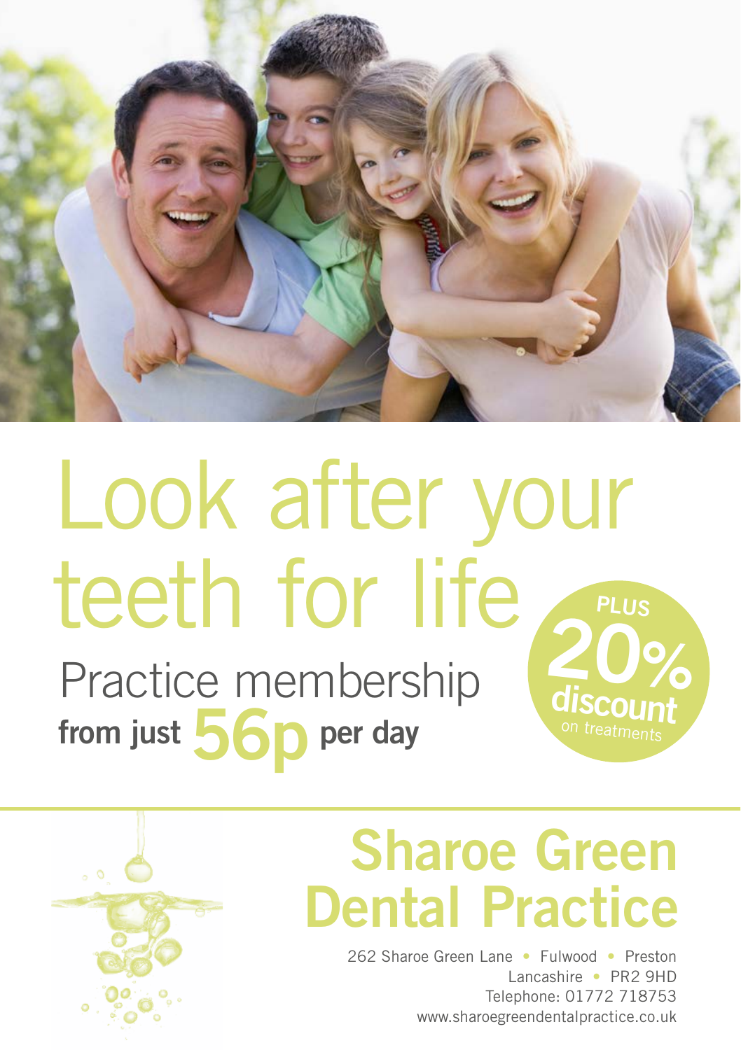# Look after your teeth for life

## Practice membership

**from just 56p per day**

**PLUS 20% discount** on treatments

# Sharoe Green Dental Practice

262 Sharoe Green Lane • Fulwood • Preston
Lancashire • PR2 9HD
Telephone: 01772 718753
www.sharoegreendentalpractice.co.uk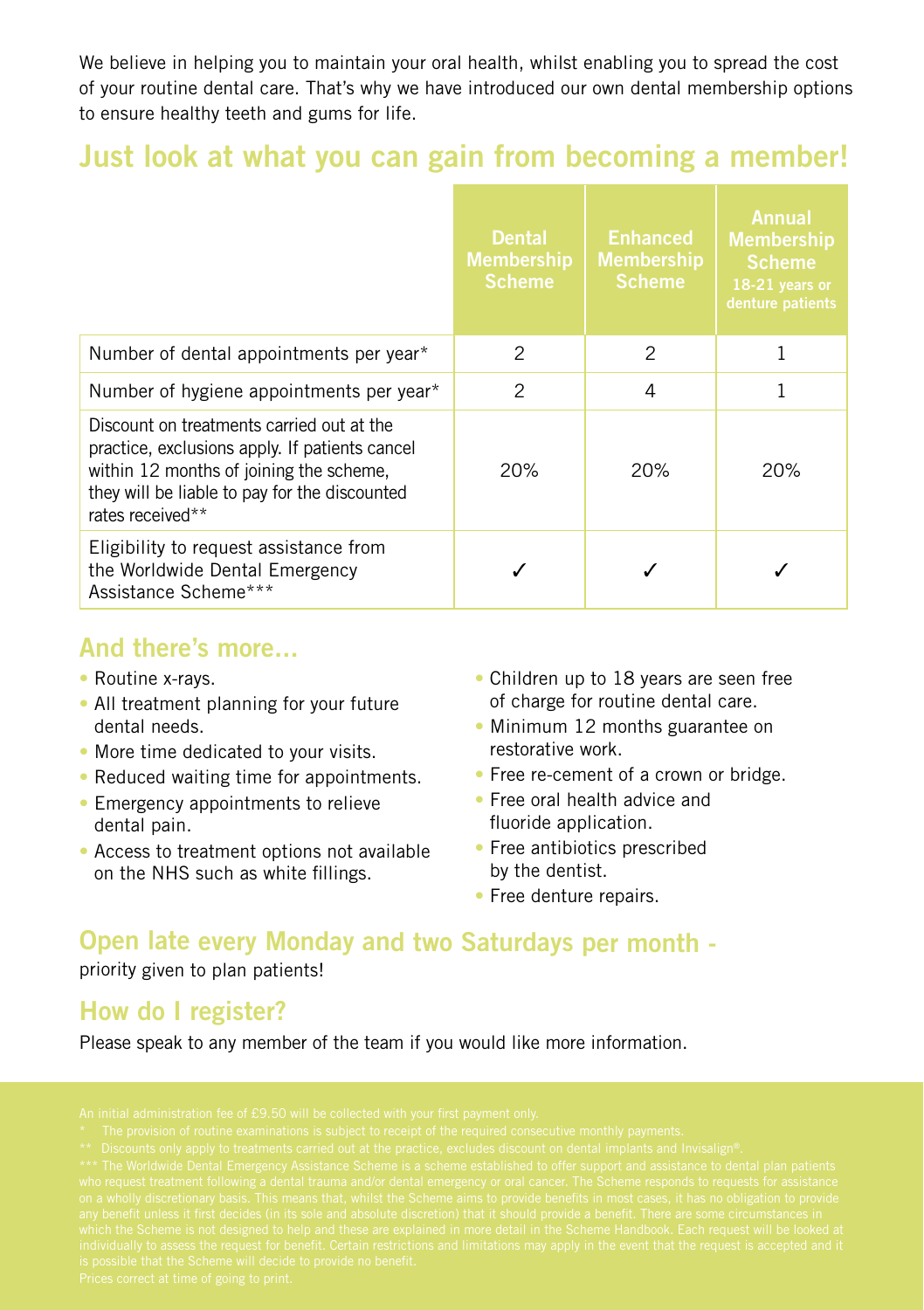We believe in helping you to maintain your oral health, whilst enabling you to spread the cost of your routine dental care. That's why we have introduced our own dental membership options to ensure healthy teeth and gums for life.

## Just look at what you can gain from becoming a member!

| | Dental Membership Scheme | Enhanced Membership Scheme | Annual Membership Scheme 18-21 years or denture patients |
|---|---|---|---|
| Number of dental appointments per year* | 2 | 2 | 1 |
| Number of hygiene appointments per year* | 2 | 4 | 1 |
| Discount on treatments carried out at the practice, exclusions apply. If patients cancel within 12 months of joining the scheme, they will be liable to pay for the discounted rates received** | 20% | 20% | 20% |
| Eligibility to request assistance from the Worldwide Dental Emergency Assistance Scheme*** | ✓ | ✓ | ✓ |

## And there's more...

- Routine x-rays.
- All treatment planning for your future dental needs.
- More time dedicated to your visits.
- Reduced waiting time for appointments.
- Emergency appointments to relieve dental pain.
- Access to treatment options not available on the NHS such as white fillings.
- Children up to 18 years are seen free of charge for routine dental care.
- Minimum 12 months guarantee on restorative work.
- Free re-cement of a crown or bridge.
- Free oral health advice and fluoride application.
- Free antibiotics prescribed by the dentist.
- Free denture repairs.

## Open late every Monday and two Saturdays per month -

priority given to plan patients!

## How do I register?

Please speak to any member of the team if you would like more information.

An initial administration fee of £9.50 will be collected with your first payment only.

\* The provision of routine examinations is subject to receipt of the required consecutive monthly payments.

** Discounts only apply to treatments carried out at the practice, excludes discount on dental implants and Invisalign®.

*** The Worldwide Dental Emergency Assistance Scheme is a scheme established to offer support and assistance to dental plan patients who request treatment following a dental trauma and/or dental emergency or oral cancer. The Scheme responds to requests for assistance on a wholly discretionary basis. This means that, whilst the Scheme aims to provide benefits in most cases, it has no obligation to provide any benefit unless it first decides (in its sole and absolute discretion) that it should provide a benefit. There are some circumstances in which the Scheme is not designed to help and these are explained in more detail in the Scheme Handbook. Each request will be looked at individually to assess the request for benefit. Certain restrictions and limitations may apply in the event that the request is accepted and it is possible that the Scheme will decide to provide no benefit.

Prices correct at time of going to print.